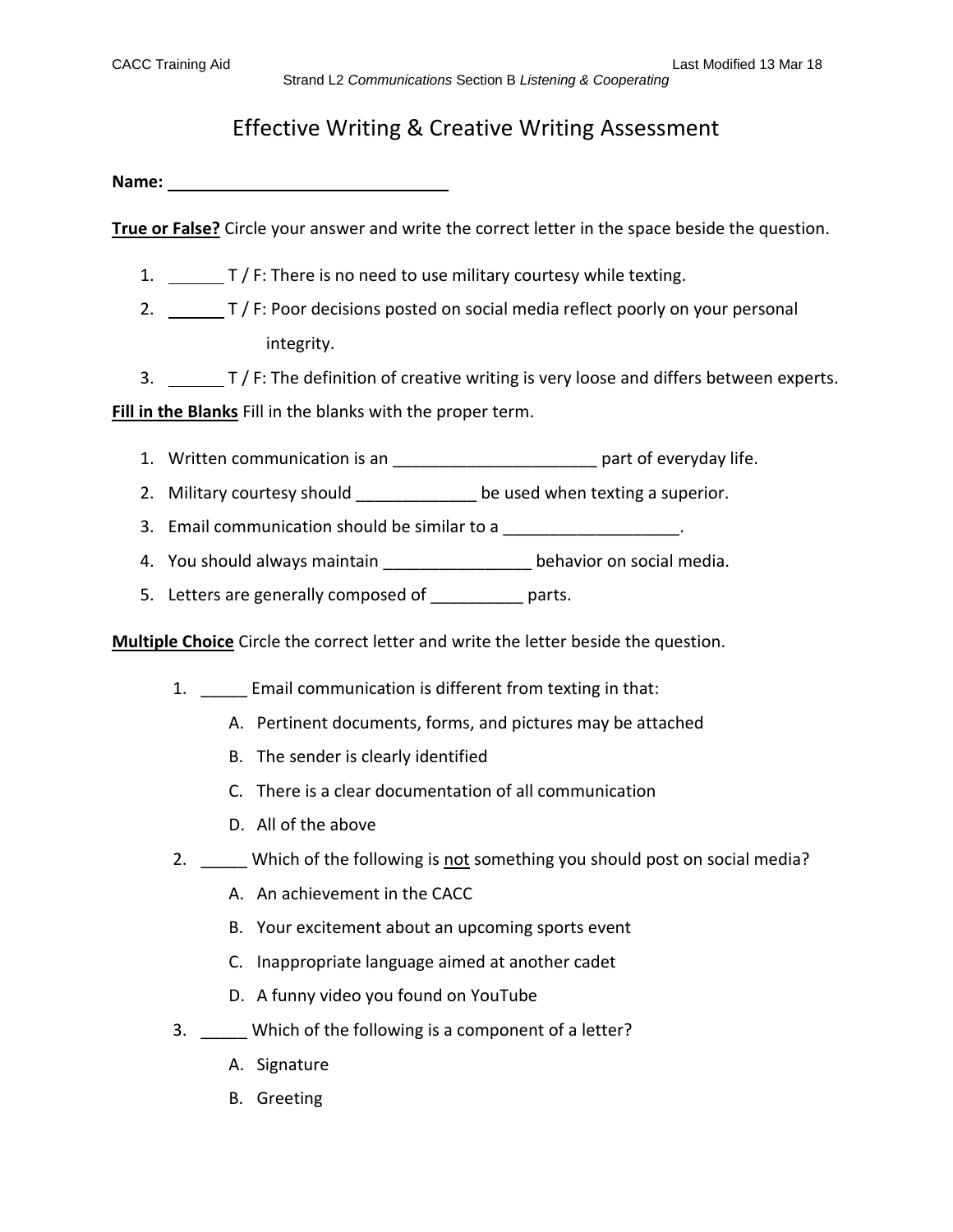# Effective Writing & Creative Writing Assessment

**Name:** ______________________________

**True or False?** Circle your answer and write the correct letter in the space beside the question.

1. ______ T / F: There is no need to use military courtesy while texting.
2. ______ T / F: Poor decisions posted on social media reflect poorly on your personal integrity.
3. ______ T / F: The definition of creative writing is very loose and differs between experts.

**Fill in the Blanks** Fill in the blanks with the proper term.

1. Written communication is an ______________________ part of everyday life.
2. Military courtesy should _____________ be used when texting a superior.
3. Email communication should be similar to a ___________________.
4. You should always maintain ________________ behavior on social media.
5. Letters are generally composed of __________ parts.

**Multiple Choice** Circle the correct letter and write the letter beside the question.

1. _____ Email communication is different from texting in that:
   A. Pertinent documents, forms, and pictures may be attached
   B. The sender is clearly identified
   C. There is a clear documentation of all communication
   D. All of the above
2. _____ Which of the following is not something you should post on social media?
   A. An achievement in the CACC
   B. Your excitement about an upcoming sports event
   C. Inappropriate language aimed at another cadet
   D. A funny video you found on YouTube
3. _____ Which of the following is a component of a letter?
   A. Signature
   B. Greeting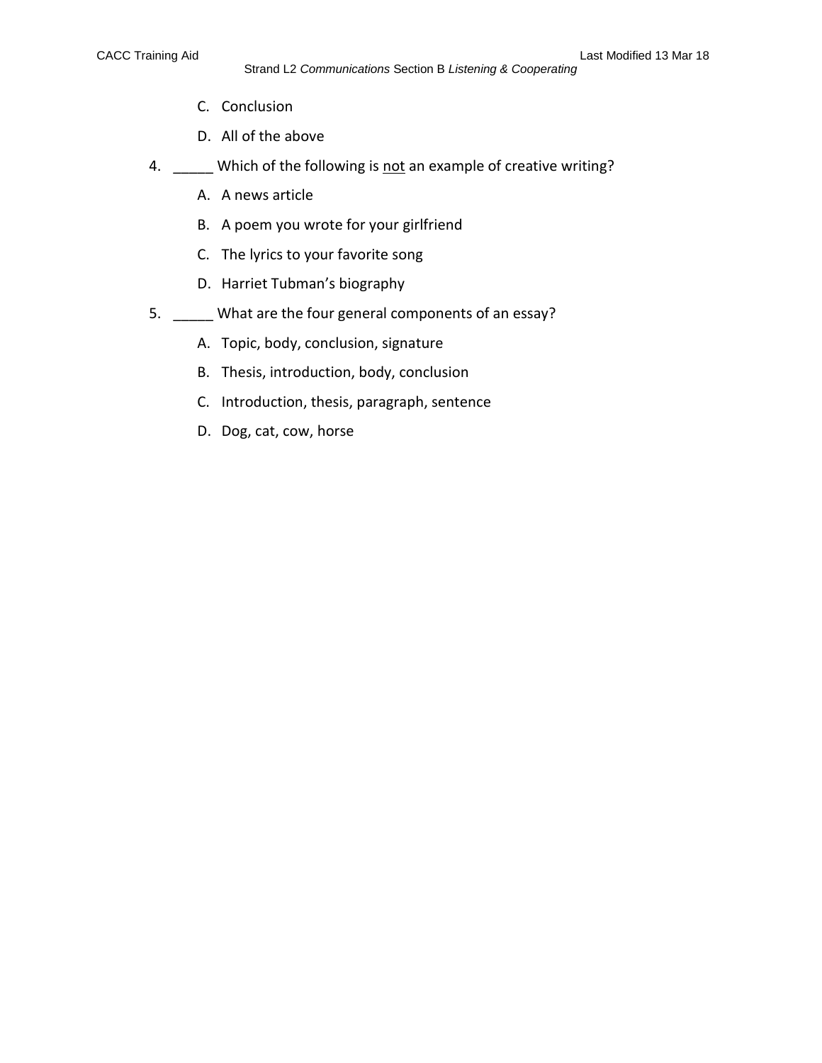C. Conclusion

   D. All of the above

4. _____ Which of the following is <u>not</u> an example of creative writing?

   A. A news article

   B. A poem you wrote for your girlfriend

   C. The lyrics to your favorite song

   D. Harriet Tubman's biography

5. _____ What are the four general components of an essay?

   A. Topic, body, conclusion, signature

   B. Thesis, introduction, body, conclusion

   C. Introduction, thesis, paragraph, sentence

   D. Dog, cat, cow, horse